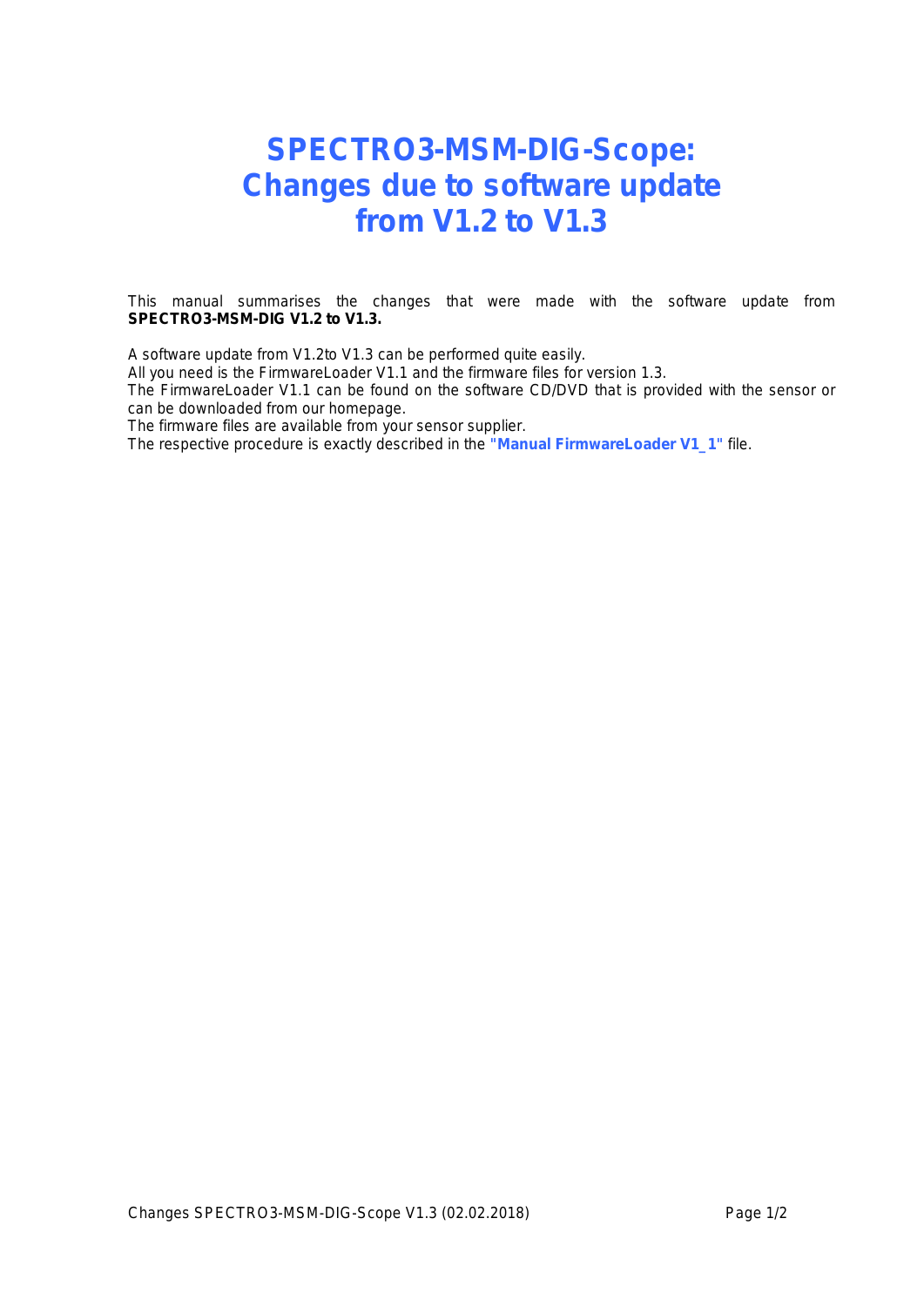# SPECTRO3-MSM-DIG-Scope: Changes due to software update from V1.2 to V1.3

This manual summarises the changes that were made with the software update from **SPECTRO3-MSM-DIG V1.2 to V1.3.**

A software update from V1.2to V1.3 can be performed quite easily.
All you need is the FirmwareLoader V1.1 and the firmware files for version 1.3.
The FirmwareLoader V1.1 can be found on the software CD/DVD that is provided with the sensor or can be downloaded from our homepage.
The firmware files are available from your sensor supplier.
The respective procedure is exactly described in the **"Manual FirmwareLoader V1_1"** file.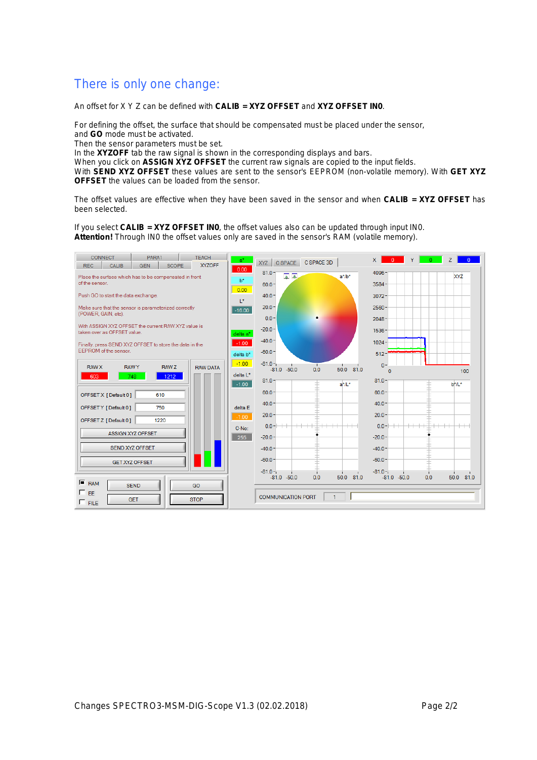## There is only one change:

An offset for X Y Z can be defined with **CALIB = XYZ OFFSET** and **XYZ OFFSET IN0**.

For defining the offset, the surface that should be compensated must be placed under the sensor, and **GO** mode must be activated.
Then the sensor parameters must be set.
In the **XYZOFF** tab the raw signal is shown in the corresponding displays and bars.
When you click on **ASSIGN XYZ OFFSET** the current raw signals are copied to the input fields.
With **SEND XYZ OFFSET** these values are sent to the sensor's EEPROM (non-volatile memory). With **GET XYZ OFFSET** the values can be loaded from the sensor.

The offset values are effective when they have been saved in the sensor and when **CALIB = XYZ OFFSET** has been selected.

If you select **CALIB = XYZ OFFSET IN0**, the offset values also can be updated through input IN0.
**Attention!** Through IN0 the offset values only are saved in the sensor's RAM (volatile memory).